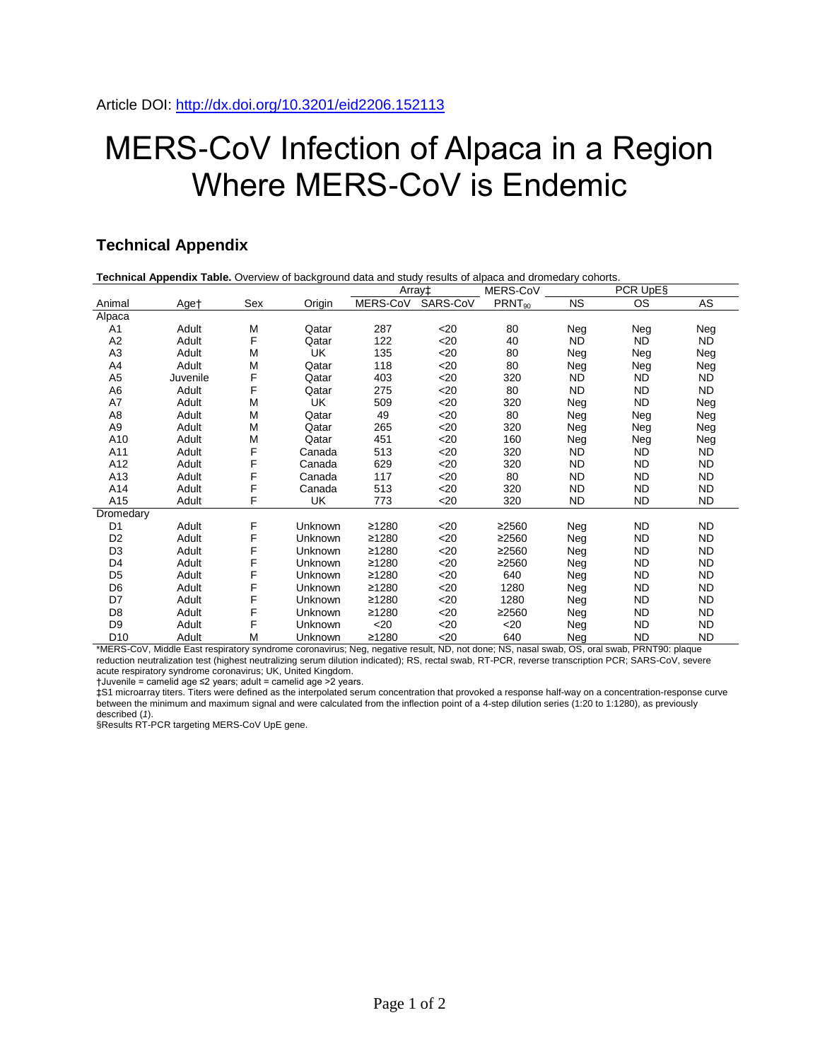Article DOI: http://dx.doi.org/10.3201/eid2206.152113

# MERS-CoV Infection of Alpaca in a Region Where MERS-CoV is Endemic

## Technical Appendix

**Technical Appendix Table.** Overview of background data and study results of alpaca and dromedary cohorts.

| Animal | Age† | Sex | Origin | Array‡ | | MERS-CoV | PCR UpE§ | | |
|---|---|---|---|---|---|---|---|---|---|
| | | | | MERS-CoV | SARS-CoV | $PRNT_{90}$ | NS | OS | AS |
| Alpaca | | | | | | | | | |
| A1 | Adult | M | Qatar | 287 | <20 | 80 | Neg | Neg | Neg |
| A2 | Adult | F | Qatar | 122 | <20 | 40 | ND | ND | ND |
| A3 | Adult | M | UK | 135 | <20 | 80 | Neg | Neg | Neg |
| A4 | Adult | M | Qatar | 118 | <20 | 80 | Neg | Neg | Neg |
| A5 | Juvenile | F | Qatar | 403 | <20 | 320 | ND | ND | ND |
| A6 | Adult | F | Qatar | 275 | <20 | 80 | ND | ND | ND |
| A7 | Adult | M | UK | 509 | <20 | 320 | Neg | ND | Neg |
| A8 | Adult | M | Qatar | 49 | <20 | 80 | Neg | Neg | Neg |
| A9 | Adult | M | Qatar | 265 | <20 | 320 | Neg | Neg | Neg |
| A10 | Adult | M | Qatar | 451 | <20 | 160 | Neg | Neg | Neg |
| A11 | Adult | F | Canada | 513 | <20 | 320 | ND | ND | ND |
| A12 | Adult | F | Canada | 629 | <20 | 320 | ND | ND | ND |
| A13 | Adult | F | Canada | 117 | <20 | 80 | ND | ND | ND |
| A14 | Adult | F | Canada | 513 | <20 | 320 | ND | ND | ND |
| A15 | Adult | F | UK | 773 | <20 | 320 | ND | ND | ND |
| Dromedary | | | | | | | | | |
| D1 | Adult | F | Unknown | ≥1280 | <20 | ≥2560 | Neg | ND | ND |
| D2 | Adult | F | Unknown | ≥1280 | <20 | ≥2560 | Neg | ND | ND |
| D3 | Adult | F | Unknown | ≥1280 | <20 | ≥2560 | Neg | ND | ND |
| D4 | Adult | F | Unknown | ≥1280 | <20 | ≥2560 | Neg | ND | ND |
| D5 | Adult | F | Unknown | ≥1280 | <20 | 640 | Neg | ND | ND |
| D6 | Adult | F | Unknown | ≥1280 | <20 | 1280 | Neg | ND | ND |
| D7 | Adult | F | Unknown | ≥1280 | <20 | 1280 | Neg | ND | ND |
| D8 | Adult | F | Unknown | ≥1280 | <20 | ≥2560 | Neg | ND | ND |
| D9 | Adult | F | Unknown | <20 | <20 | <20 | Neg | ND | ND |
| D10 | Adult | M | Unknown | ≥1280 | <20 | 640 | Neg | ND | ND |

*MERS-CoV, Middle East respiratory syndrome coronavirus; Neg, negative result, ND, not done; NS, nasal swab, OS, oral swab, PRNT90: plaque reduction neutralization test (highest neutralizing serum dilution indicated); RS, rectal swab, RT-PCR, reverse transcription PCR; SARS-CoV, severe acute respiratory syndrome coronavirus; UK, United Kingdom.
†Juvenile = camelid age ≤2 years; adult = camelid age >2 years.
‡S1 microarray titers. Titers were defined as the interpolated serum concentration that provoked a response half-way on a concentration-response curve between the minimum and maximum signal and were calculated from the inflection point of a 4-step dilution series (1:20 to 1:1280), as previously described (*1*).
§Results RT-PCR targeting MERS-CoV UpE gene.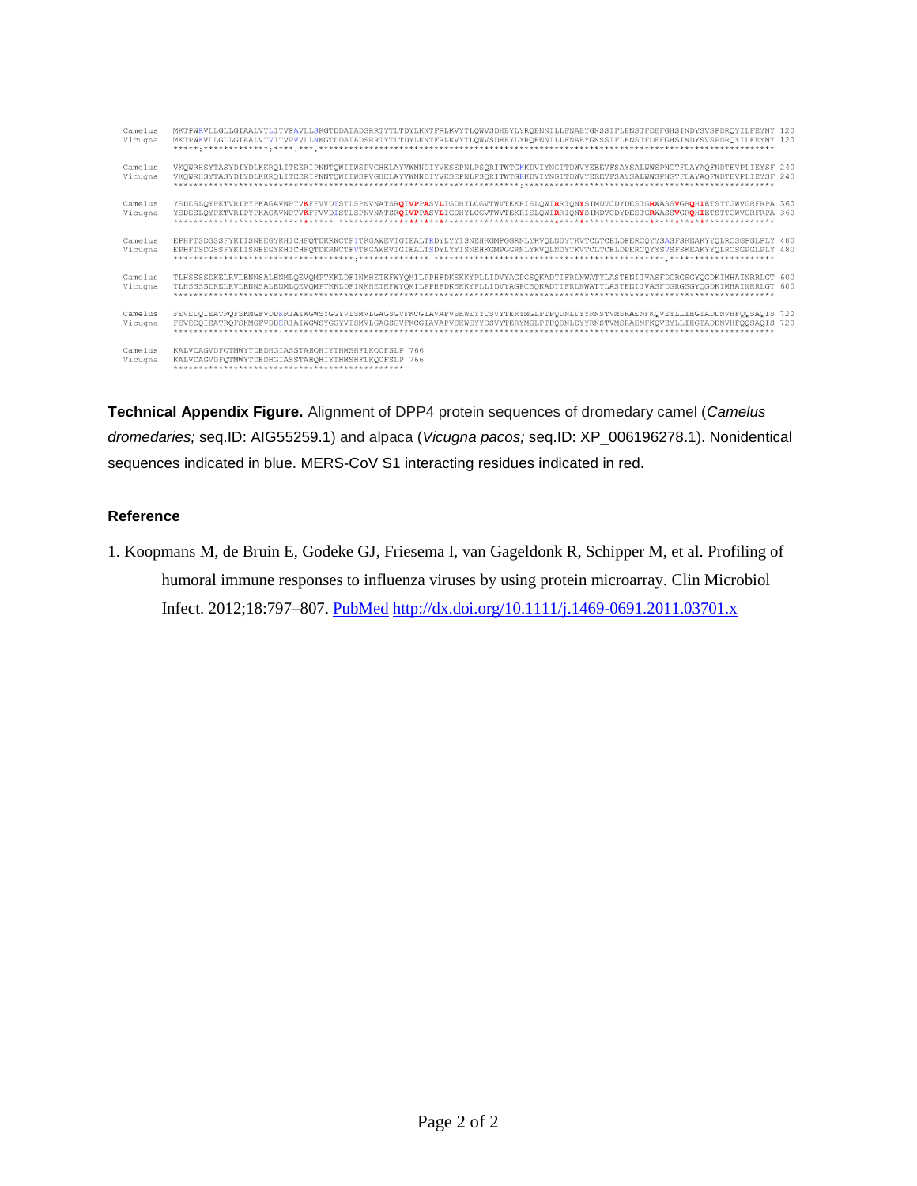```
Camelus   MKTPWRVLLGLLGIAALVTLITVPAVLLSKGTDDATADSRRTYTLTDYLKNTFRLKVYTLQWVSDHEYLYRQENNILLFNAEYGNSSIFLENSTFDEFGHSINDYSVSPDRQYILFEYNY 120
Vicugna   MKTPWKVLLGLLGIAALVTVITVPVVLLNKGTDDATADSRRTYTLTDYLKNTFRLKVYTLQWVSDHEYLYRQENNILLFNAEYGNSSIFLENSTFDEFGHSINDYSVSPDRQYILFEYNY 120
          *****:*************:****.***.******************************************************************************************

Camelus   VKQWRHSYTASYDIYDLKKRQLITEERIPNNTQWITWSPVGHKLAYVWNNDIYVKSEPNLPSQRITWTGKKDVIYNGITDWVYEEEVFSAYSALWWSPNGTFLAYAQFNDTEVPLIEYSF 240
Vicugna   VKQWRHSYTASYDIYDLKKRQLITEERIPNNTQWITWSPVGHKLAYVWNNDIYVKSEPNLPSQRITWTGEKDVIYNGITDWVYEEEVFSAYSALWWSPNGTFLAYAQFNDTEVPLIEYSF 240
          *********************************************************************:**************************************************

Camelus   YSDESLQYPKTVRIPYPKAGAVNPTVKFFVVDTSTLSPNVNATSRQIVPPASVLIGDHYLCGVTWVTEKRISLQWIRRIQNYSIMDVCDYDESTGRWASSVGRQHIETSTTGWVGRFRPA 360
Vicugna   YSDESLQYPKTVRIPYPKAGAVNPTVKFFVVDISTLSPNVNATSRQIVPPASVLIGDHYLCGVTWVTEKRISLQWIRRIQNYSIMDVCDYDESTGRWASSVGRQHIETSTTGWVGRFRPA 360
          ******************************** ***************************************************************************************

Camelus   EPHFTSDGSSFYKIISNEEGYKHICHFQTDKRNCTFITKGAWEVIGIEALTRDYLYYISNEHKGMPGGRNLYKVQLNDYTKVTCLTCELDPERCQYYSASFSKEAKYYQLRCSGPGLPLY 480
Vicugna   EPHFTSDGSSFYKIISNEEGYKHICHFQTDKRNCTFVTKGAWEVIGIEALTSDYLYYISNEHKGMPGGRNLYKVQLNDYTKVTCLTCELDPERCQYYSVSFSKEAKYYQLRCSGPGLPLY 480
          ************************************:************** **********************************************.*********************

Camelus   TLHSSSSDKELRVLENNSALENMLQEVQMPTKKLDFINMHETKFWYQMILPPHFDKSKKYPLLIDVYAGPCSQKADTIFRLNWATYLASTENIIVASFDGRGSGYQGDKIMHAINRRLGT 600
Vicugna   TLHSSSSDKELRVLENNSALENMLQEVQMPTKKLDFINMHETKFWYQMILPPHFDKSKKYPLLIDVYAGPCSQKADTIFRLNWATYLASTENIIVASFDGRGSGYQGDKIMHAINRRLGT 600
          ************************************************************************************************************************

Camelus   FEVEDQIEATRQFSKMGFVDDKRIAIWGWSYGGYVTSMVLGAGSGVFKCGIAVAPVSKWEYYDSVYTERYMGLPTPQDNLDYYRNSTVMSRAENFKQVEYLLIHGTADDNVHFQQSAQIS 720
Vicugna   FEVEDQIEATRQFSKMGFVDDERIAIWGWSYGGYVTSMVLGAGSGVFKCGIAVAPVSKWEYYDSVYTERYMGLPTPQDNLDYYRNSTVMSRAENFKQVEYLLIHGTADDNVHFQQSAQIS 720
          *********************:**************************************************************************************************

Camelus   KALVDAGVDFQTMWYTDEDHGIASSTAHQHIYTHMSHFLKQCFSLP 766
Vicugna   KALVDAGVDFQTMWYTDEDHGIASSTAHQHIYTHMSHFLKQCFSLP 766
          **********************************************
```

**Technical Appendix Figure.** Alignment of DPP4 protein sequences of dromedary camel (*Camelus dromedaries;* seq.ID: AIG55259.1) and alpaca (*Vicugna pacos;* seq.ID: XP_006196278.1). Nonidentical sequences indicated in blue. MERS-CoV S1 interacting residues indicated in red.

### Reference

1. Koopmans M, de Bruin E, Godeke GJ, Friesema I, van Gageldonk R, Schipper M, et al. Profiling of humoral immune responses to influenza viruses by using protein microarray. Clin Microbiol Infect. 2012;18:797–807. PubMed http://dx.doi.org/10.1111/j.1469-0691.2011.03701.x